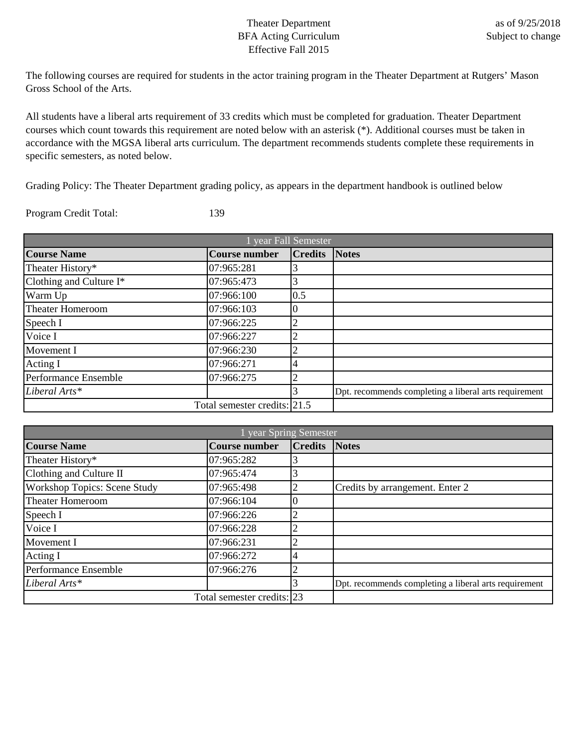Theater Department
BFA Acting Curriculum
Effective Fall 2015

as of 9/25/2018
Subject to change

The following courses are required for students in the actor training program in the Theater Department at Rutgers' Mason Gross School of the Arts.

All students have a liberal arts requirement of 33 credits which must be completed for graduation. Theater Department courses which count towards this requirement are noted below with an asterisk (*). Additional courses must be taken in accordance with the MGSA liberal arts curriculum. The department recommends students complete these requirements in specific semesters, as noted below.

Grading Policy: The Theater Department grading policy, as appears in the department handbook is outlined below

Program Credit Total: 139

| 1 year Fall Semester | | | |
|---|---|---|---|
| **Course Name** | **Course number** | **Credits** | **Notes** |
| Theater History* | 07:965:281 | 3 | |
| Clothing and Culture I* | 07:965:473 | 3 | |
| Warm Up | 07:966:100 | 0.5 | |
| Theater Homeroom | 07:966:103 | 0 | |
| Speech I | 07:966:225 | 2 | |
| Voice I | 07:966:227 | 2 | |
| Movement I | 07:966:230 | 2 | |
| Acting I | 07:966:271 | 4 | |
| Performance Ensemble | 07:966:275 | 2 | |
| *Liberal Arts** | | 3 | Dpt. recommends completing a liberal arts requirement |
| | Total semester credits: | 21.5 | |

| 1 year Spring Semester | | | |
|---|---|---|---|
| **Course Name** | **Course number** | **Credits** | **Notes** |
| Theater History* | 07:965:282 | 3 | |
| Clothing and Culture II | 07:965:474 | 3 | |
| Workshop Topics: Scene Study | 07:965:498 | 2 | Credits by arrangement. Enter 2 |
| Theater Homeroom | 07:966:104 | 0 | |
| Speech I | 07:966:226 | 2 | |
| Voice I | 07:966:228 | 2 | |
| Movement I | 07:966:231 | 2 | |
| Acting I | 07:966:272 | 4 | |
| Performance Ensemble | 07:966:276 | 2 | |
| *Liberal Arts** | | 3 | Dpt. recommends completing a liberal arts requirement |
| | Total semester credits: | 23 | |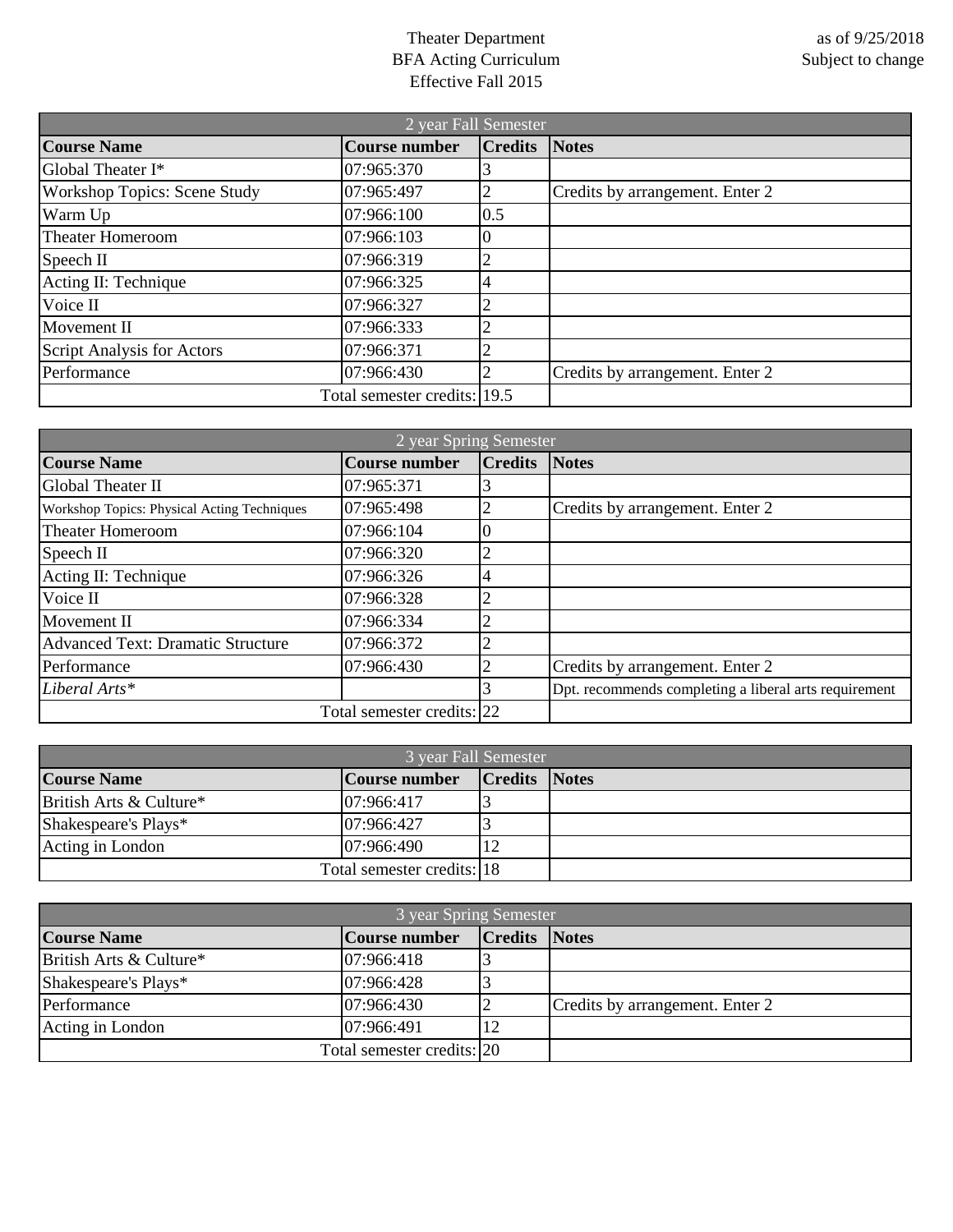Theater Department
BFA Acting Curriculum
Effective Fall 2015

as of 9/25/2018
Subject to change

| 2 year Fall Semester | | | |
|---|---|---|---|
| **Course Name** | **Course number** | **Credits** | **Notes** |
| Global Theater I* | 07:965:370 | 3 | |
| Workshop Topics: Scene Study | 07:965:497 | 2 | Credits by arrangement. Enter 2 |
| Warm Up | 07:966:100 | 0.5 | |
| Theater Homeroom | 07:966:103 | 0 | |
| Speech II | 07:966:319 | 2 | |
| Acting II: Technique | 07:966:325 | 4 | |
| Voice II | 07:966:327 | 2 | |
| Movement II | 07:966:333 | 2 | |
| Script Analysis for Actors | 07:966:371 | 2 | |
| Performance | 07:966:430 | 2 | Credits by arrangement. Enter 2 |
| | Total semester credits: | 19.5 | |

| 2 year Spring Semester | | | |
|---|---|---|---|
| **Course Name** | **Course number** | **Credits** | **Notes** |
| Global Theater II | 07:965:371 | 3 | |
| Workshop Topics: Physical Acting Techniques | 07:965:498 | 2 | Credits by arrangement. Enter 2 |
| Theater Homeroom | 07:966:104 | 0 | |
| Speech II | 07:966:320 | 2 | |
| Acting II: Technique | 07:966:326 | 4 | |
| Voice II | 07:966:328 | 2 | |
| Movement II | 07:966:334 | 2 | |
| Advanced Text: Dramatic Structure | 07:966:372 | 2 | |
| Performance | 07:966:430 | 2 | Credits by arrangement. Enter 2 |
| *Liberal Arts** | | 3 | Dpt. recommends completing a liberal arts requirement |
| | Total semester credits: | 22 | |

| 3 year Fall Semester | | | |
|---|---|---|---|
| **Course Name** | **Course number** | **Credits** | **Notes** |
| British Arts & Culture* | 07:966:417 | 3 | |
| Shakespeare's Plays* | 07:966:427 | 3 | |
| Acting in London | 07:966:490 | 12 | |
| | Total semester credits: | 18 | |

| 3 year Spring Semester | | | |
|---|---|---|---|
| **Course Name** | **Course number** | **Credits** | **Notes** |
| British Arts & Culture* | 07:966:418 | 3 | |
| Shakespeare's Plays* | 07:966:428 | 3 | |
| Performance | 07:966:430 | 2 | Credits by arrangement. Enter 2 |
| Acting in London | 07:966:491 | 12 | |
| | Total semester credits: | 20 | |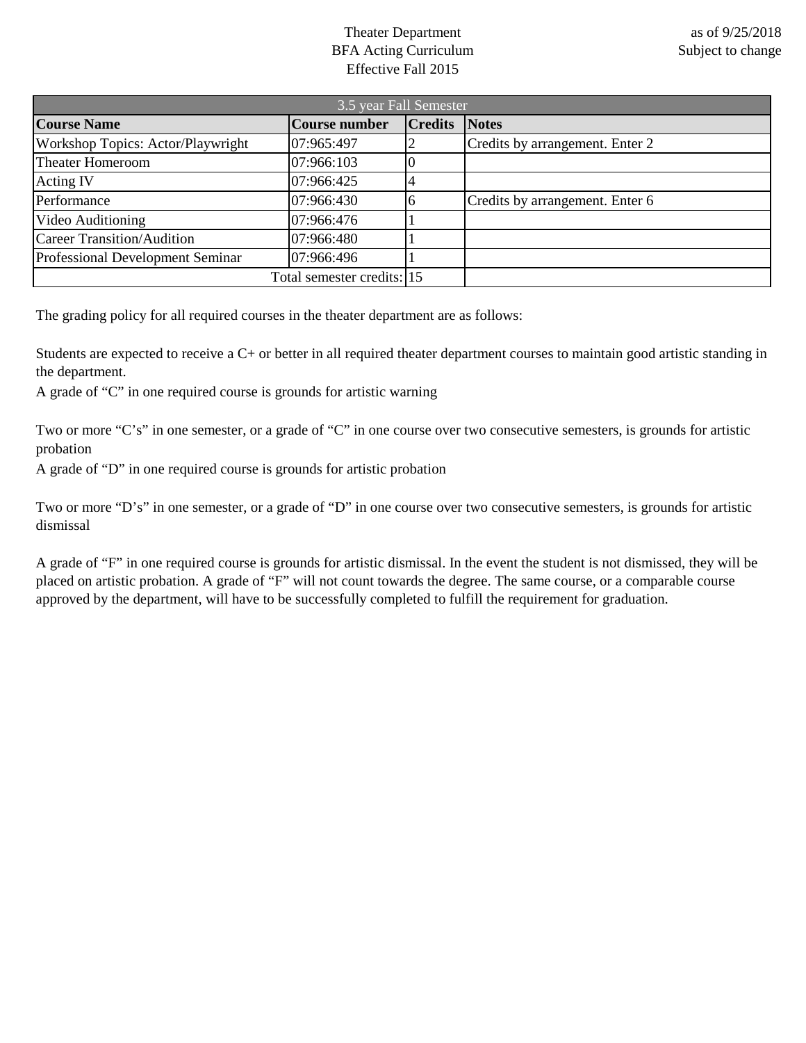Theater Department
BFA Acting Curriculum
Effective Fall 2015

as of 9/25/2018
Subject to change

| 3.5 year Fall Semester | | | |
|---|---|---|---|
| **Course Name** | **Course number** | **Credits** | **Notes** |
| Workshop Topics: Actor/Playwright | 07:965:497 | 2 | Credits by arrangement. Enter 2 |
| Theater Homeroom | 07:966:103 | 0 | |
| Acting IV | 07:966:425 | 4 | |
| Performance | 07:966:430 | 6 | Credits by arrangement. Enter 6 |
| Video Auditioning | 07:966:476 | 1 | |
| Career Transition/Audition | 07:966:480 | 1 | |
| Professional Development Seminar | 07:966:496 | 1 | |
| Total semester credits: | | 15 | |

The grading policy for all required courses in the theater department are as follows:

Students are expected to receive a C+ or better in all required theater department courses to maintain good artistic standing in the department.
A grade of "C" in one required course is grounds for artistic warning

Two or more "C's" in one semester, or a grade of "C" in one course over two consecutive semesters, is grounds for artistic probation
A grade of "D" in one required course is grounds for artistic probation

Two or more "D's" in one semester, or a grade of "D" in one course over two consecutive semesters, is grounds for artistic dismissal

A grade of "F" in one required course is grounds for artistic dismissal. In the event the student is not dismissed, they will be placed on artistic probation. A grade of "F" will not count towards the degree. The same course, or a comparable course approved by the department, will have to be successfully completed to fulfill the requirement for graduation.